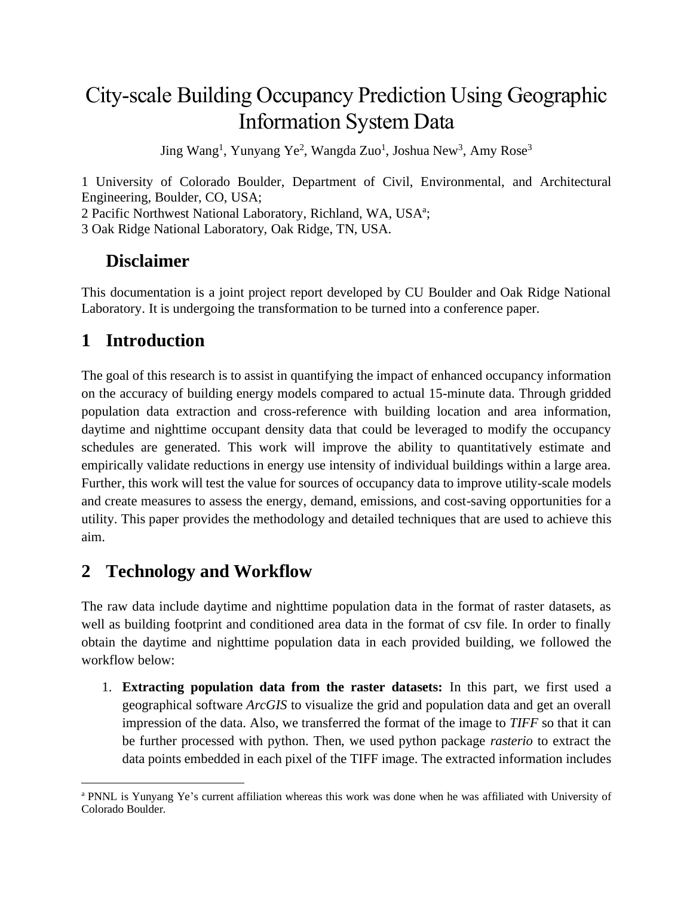# City-scale Building Occupancy Prediction Using Geographic Information System Data

Jing Wang[1], Yunyang Ye[2], Wangda Zuo[1], Joshua New[3], Amy Rose[3]

1 University of Colorado Boulder, Department of Civil, Environmental, and Architectural Engineering, Boulder, CO, USA;
2 Pacific Northwest National Laboratory, Richland, WA, USA[a];
3 Oak Ridge National Laboratory, Oak Ridge, TN, USA.

## Disclaimer

This documentation is a joint project report developed by CU Boulder and Oak Ridge National Laboratory. It is undergoing the transformation to be turned into a conference paper.

## 1 Introduction

The goal of this research is to assist in quantifying the impact of enhanced occupancy information on the accuracy of building energy models compared to actual 15-minute data. Through gridded population data extraction and cross-reference with building location and area information, daytime and nighttime occupant density data that could be leveraged to modify the occupancy schedules are generated. This work will improve the ability to quantitatively estimate and empirically validate reductions in energy use intensity of individual buildings within a large area. Further, this work will test the value for sources of occupancy data to improve utility-scale models and create measures to assess the energy, demand, emissions, and cost-saving opportunities for a utility. This paper provides the methodology and detailed techniques that are used to achieve this aim.

## 2 Technology and Workflow

The raw data include daytime and nighttime population data in the format of raster datasets, as well as building footprint and conditioned area data in the format of csv file. In order to finally obtain the daytime and nighttime population data in each provided building, we followed the workflow below:

1. **Extracting population data from the raster datasets:** In this part, we first used a geographical software *ArcGIS* to visualize the grid and population data and get an overall impression of the data. Also, we transferred the format of the image to *TIFF* so that it can be further processed with python. Then, we used python package *rasterio* to extract the data points embedded in each pixel of the TIFF image. The extracted information includes

[a] PNNL is Yunyang Ye's current affiliation whereas this work was done when he was affiliated with University of Colorado Boulder.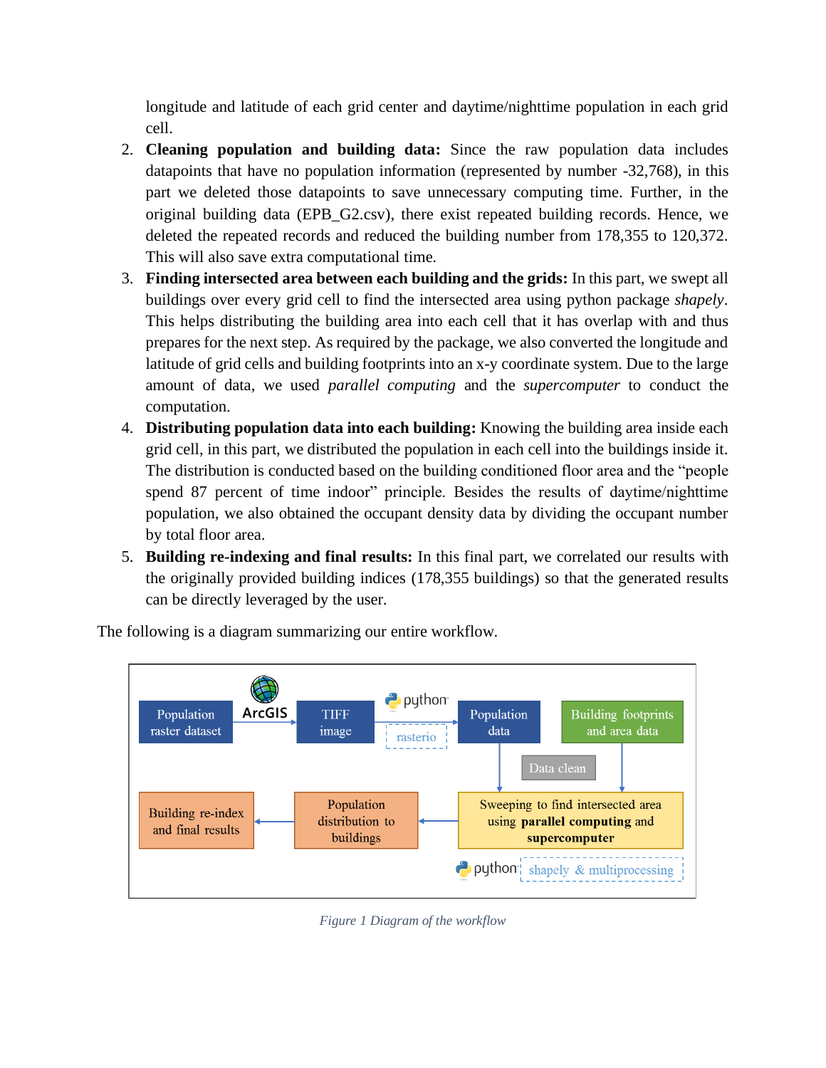longitude and latitude of each grid center and daytime/nighttime population in each grid cell.

2. **Cleaning population and building data:** Since the raw population data includes datapoints that have no population information (represented by number -32,768), in this part we deleted those datapoints to save unnecessary computing time. Further, in the original building data (EPB_G2.csv), there exist repeated building records. Hence, we deleted the repeated records and reduced the building number from 178,355 to 120,372. This will also save extra computational time.
3. **Finding intersected area between each building and the grids:** In this part, we swept all buildings over every grid cell to find the intersected area using python package *shapely*. This helps distributing the building area into each cell that it has overlap with and thus prepares for the next step. As required by the package, we also converted the longitude and latitude of grid cells and building footprints into an x-y coordinate system. Due to the large amount of data, we used *parallel computing* and the *supercomputer* to conduct the computation.
4. **Distributing population data into each building:** Knowing the building area inside each grid cell, in this part, we distributed the population in each cell into the buildings inside it. The distribution is conducted based on the building conditioned floor area and the "people spend 87 percent of time indoor" principle. Besides the results of daytime/nighttime population, we also obtained the occupant density data by dividing the occupant number by total floor area.
5. **Building re-indexing and final results:** In this final part, we correlated our results with the originally provided building indices (178,355 buildings) so that the generated results can be directly leveraged by the user.

The following is a diagram summarizing our entire workflow.

Population raster dataset → (ArcGIS) → TIFF image → (python: rasterio) → Population data

Building footprints and area data

Data clean

Sweeping to find intersected area using **parallel computing** and **supercomputer** (python: shapely & multiprocessing) → Population distribution to buildings → Building re-index and final results

*Figure 1 Diagram of the workflow*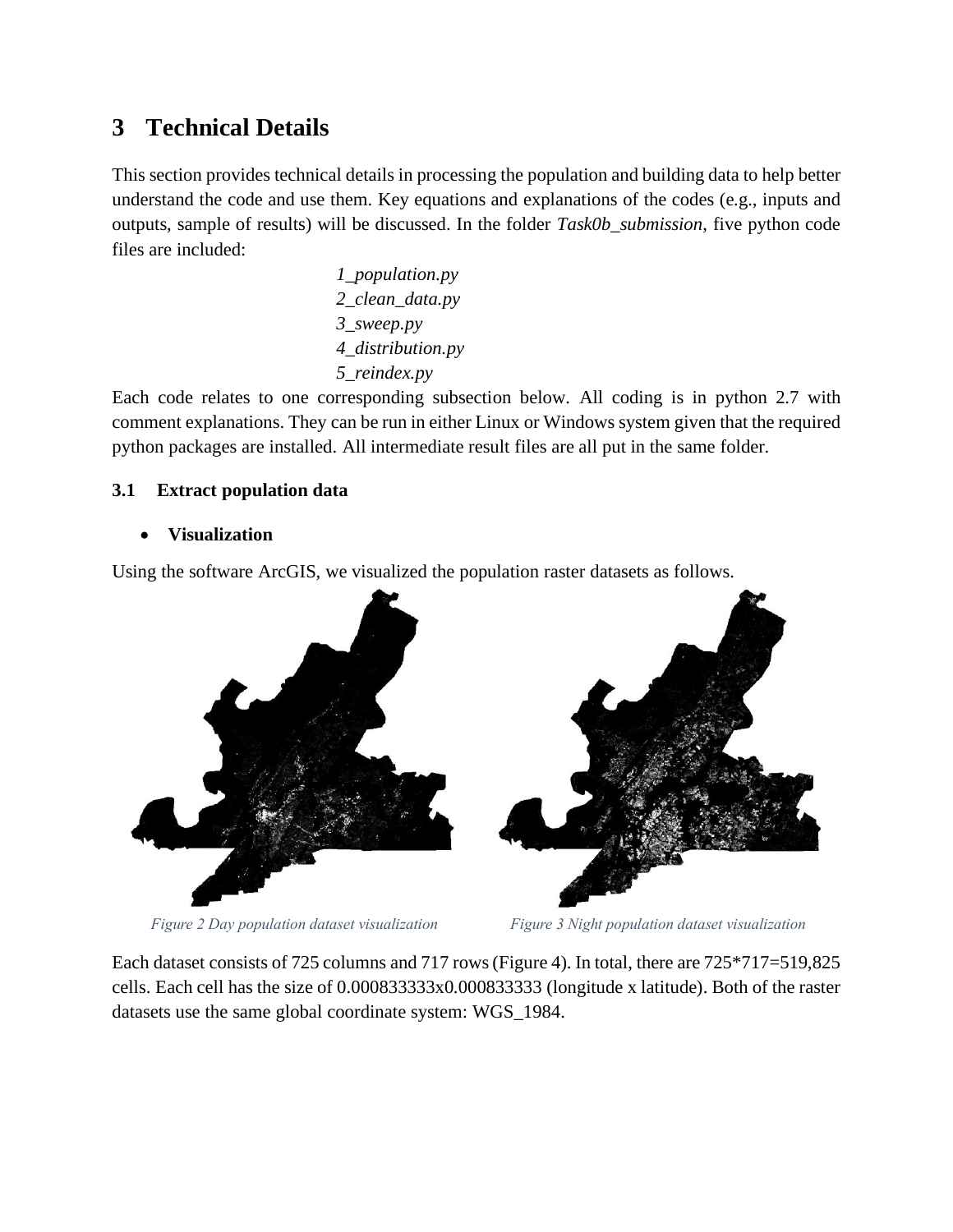# 3 Technical Details

This section provides technical details in processing the population and building data to help better understand the code and use them. Key equations and explanations of the codes (e.g., inputs and outputs, sample of results) will be discussed. In the folder *Task0b_submission*, five python code files are included:

*1_population.py*
*2_clean_data.py*
*3_sweep.py*
*4_distribution.py*
*5_reindex.py*

Each code relates to one corresponding subsection below. All coding is in python 2.7 with comment explanations. They can be run in either Linux or Windows system given that the required python packages are installed. All intermediate result files are all put in the same folder.

## 3.1 Extract population data

- **Visualization**

Using the software ArcGIS, we visualized the population raster datasets as follows.

*Figure 2 Day population dataset visualization*

*Figure 3 Night population dataset visualization*

Each dataset consists of 725 columns and 717 rows (Figure 4). In total, there are 725*717=519,825 cells. Each cell has the size of 0.000833333x0.000833333 (longitude x latitude). Both of the raster datasets use the same global coordinate system: WGS_1984.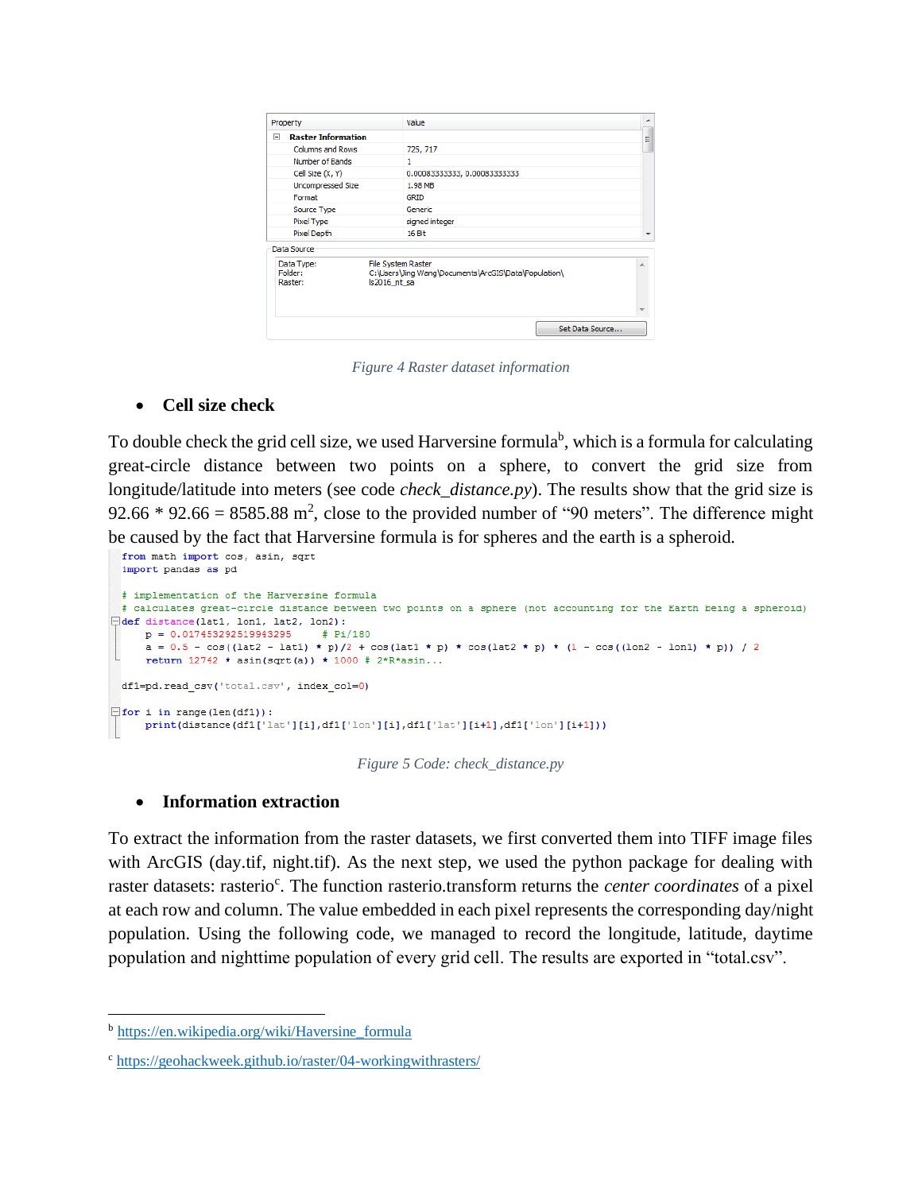| Property | Value |
|---|---|
| **Raster Information** | |
| Columns and Rows | 725, 717 |
| Number of Bands | 1 |
| Cell Size (X, Y) | 0.00083333333, 0.00083333333 |
| Uncompressed Size | 1.98 MB |
| Format | GRID |
| Source Type | Generic |
| Pixel Type | signed integer |
| Pixel Depth | 16 Bit |

Data Source

| | |
|---|---|
| Data Type: | File System Raster |
| Folder: | C:\Users\Jing Wang\Documents\ArcGIS\Data\Population\ |
| Raster: | ls2016_nt_sa |

Set Data Source...

*Figure 4 Raster dataset information*

- **Cell size check**

To double check the grid cell size, we used Harversine formula[b], which is a formula for calculating great-circle distance between two points on a sphere, to convert the grid size from longitude/latitude into meters (see code *check_distance.py*). The results show that the grid size is 92.66 * 92.66 = 8585.88 $m^2$, close to the provided number of "90 meters". The difference might be caused by the fact that Harversine formula is for spheres and the earth is a spheroid.

```
from math import cos, asin, sqrt
import pandas as pd

# implementation of the Harversine formula
# calculates great-circle distance between two points on a sphere (not accounting for the Earth being a spheroid)
def distance(lat1, lon1, lat2, lon2):
    p = 0.017453292519943295     # Pi/180
    a = 0.5 - cos((lat2 - lat1) * p)/2 + cos(lat1 * p) * cos(lat2 * p) * (1 - cos((lon2 - lon1) * p)) / 2
    return 12742 * asin(sqrt(a)) * 1000 # 2*R*asin...

df1=pd.read_csv('total.csv', index_col=0)

for i in range(len(df1)):
    print(distance(df1['lat'][i],df1['lon'][i],df1['lat'][i+1],df1['lon'][i+1]))
```

*Figure 5 Code: check_distance.py*

- **Information extraction**

To extract the information from the raster datasets, we first converted them into TIFF image files with ArcGIS (day.tif, night.tif). As the next step, we used the python package for dealing with raster datasets: rasterio[c]. The function rasterio.transform returns the *center coordinates* of a pixel at each row and column. The value embedded in each pixel represents the corresponding day/night population. Using the following code, we managed to record the longitude, latitude, daytime population and nighttime population of every grid cell. The results are exported in "total.csv".

---

[b] https://en.wikipedia.org/wiki/Haversine_formula

[c] https://geohackweek.github.io/raster/04-workingwithrasters/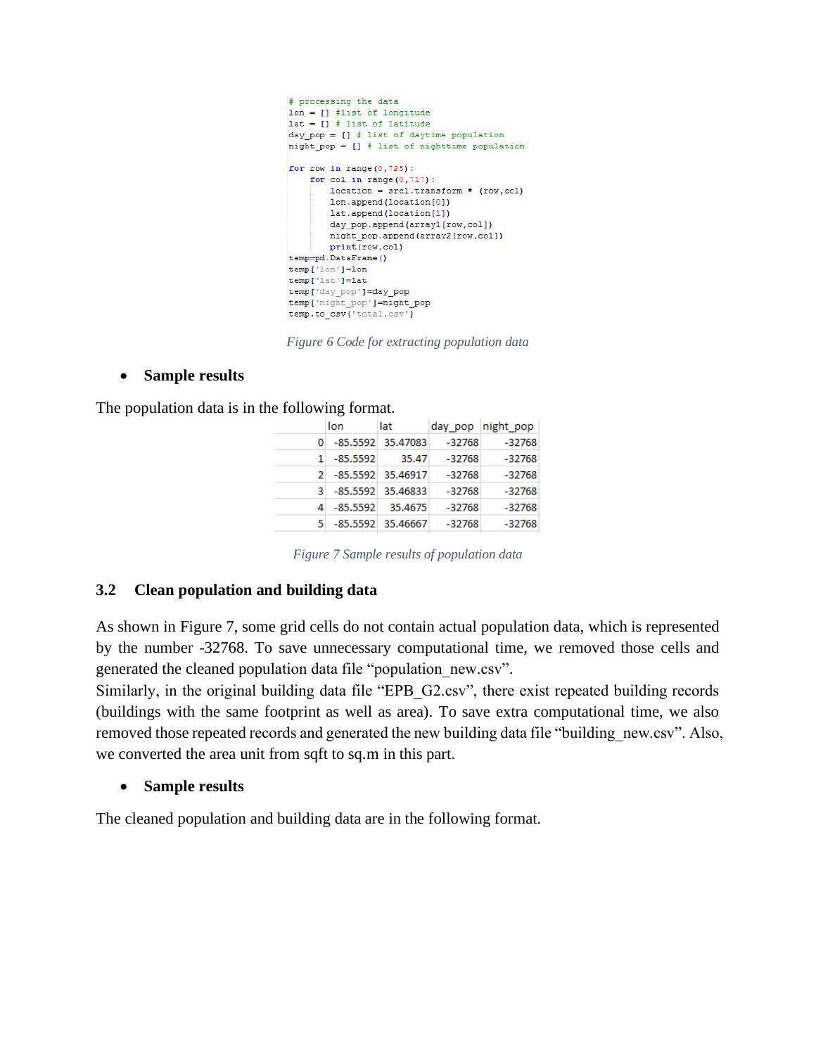```python
# processing the data
lon = [] #list of longitude
lat = [] # list of latitude
day_pop = [] # list of daytime population
night_pop = [] # list of nighttime population

for row in range(0,725):
    for col in range(0,717):
        location = src1.transform * (row,col)
        lon.append(location[0])
        lat.append(location[1])
        day_pop.append(array1[row,col])
        night_pop.append(array2[row,col])
        print(row,col)
temp=pd.DataFrame()
temp['lon']=lon
temp['lat']=lat
temp['day_pop']=day_pop
temp['night_pop']=night_pop
temp.to_csv('total.csv')
```

*Figure 6 Code for extracting population data*

- **Sample results**

The population data is in the following format.

| | lon | lat | day_pop | night_pop |
|---|---|---|---|---|
| 0 | -85.5592 | 35.47083 | -32768 | -32768 |
| 1 | -85.5592 | 35.47 | -32768 | -32768 |
| 2 | -85.5592 | 35.46917 | -32768 | -32768 |
| 3 | -85.5592 | 35.46833 | -32768 | -32768 |
| 4 | -85.5592 | 35.4675 | -32768 | -32768 |
| 5 | -85.5592 | 35.46667 | -32768 | -32768 |

*Figure 7 Sample results of population data*

### 3.2 Clean population and building data

As shown in Figure 7, some grid cells do not contain actual population data, which is represented by the number -32768. To save unnecessary computational time, we removed those cells and generated the cleaned population data file "population_new.csv".

Similarly, in the original building data file "EPB_G2.csv", there exist repeated building records (buildings with the same footprint as well as area). To save extra computational time, we also removed those repeated records and generated the new building data file "building_new.csv". Also, we converted the area unit from sqft to sq.m in this part.

- **Sample results**

The cleaned population and building data are in the following format.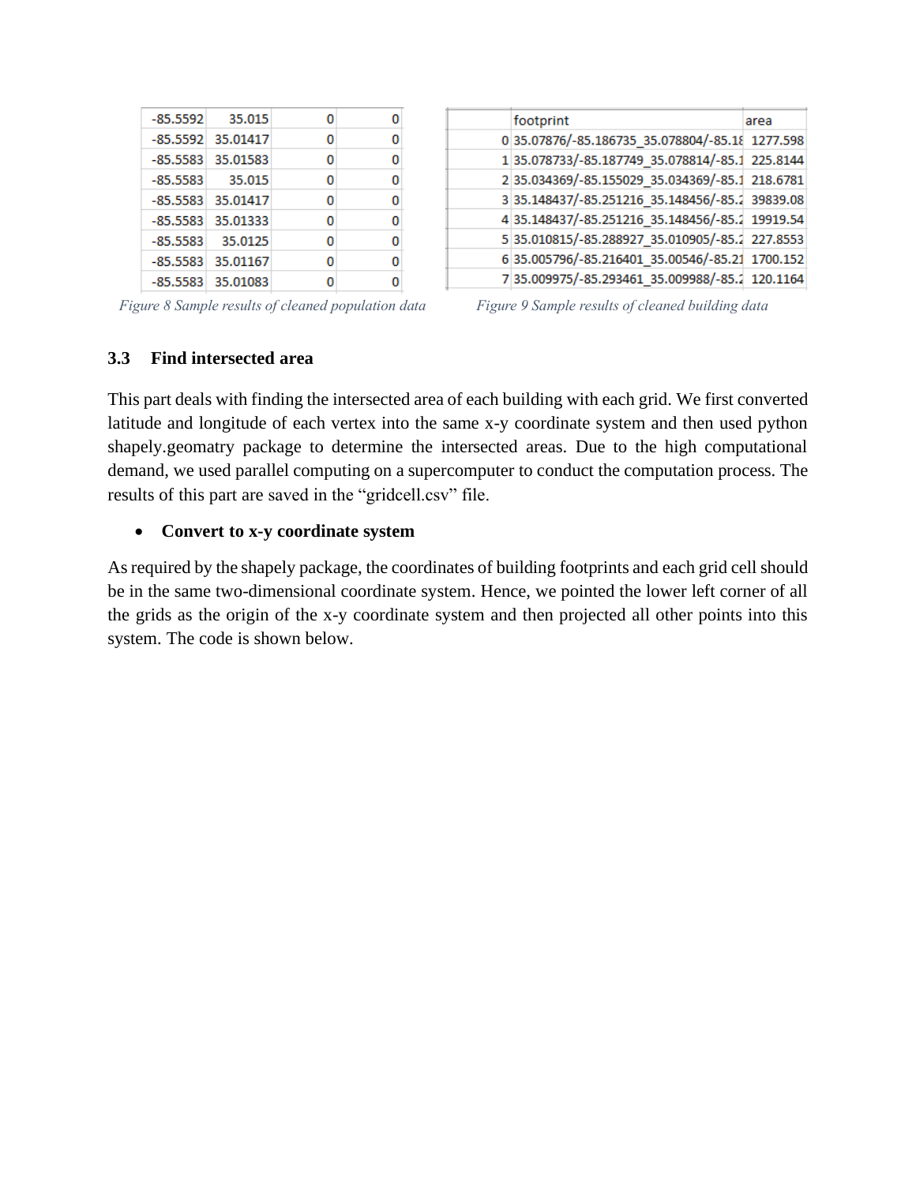| | | | |
|---|---|---|---|
| -85.5592 | 35.015 | 0 | 0 |
| -85.5592 | 35.01417 | 0 | 0 |
| -85.5583 | 35.01583 | 0 | 0 |
| -85.5583 | 35.015 | 0 | 0 |
| -85.5583 | 35.01417 | 0 | 0 |
| -85.5583 | 35.01333 | 0 | 0 |
| -85.5583 | 35.0125 | 0 | 0 |
| -85.5583 | 35.01167 | 0 | 0 |
| -85.5583 | 35.01083 | 0 | 0 |

*Figure 8 Sample results of cleaned population data*

| | footprint | area |
|---|---|---|
| 0 | 35.07876/-85.186735_35.078804/-85.18 | 1277.598 |
| 1 | 35.078733/-85.187749_35.078814/-85.1 | 225.8144 |
| 2 | 35.034369/-85.155029_35.034369/-85.1 | 218.6781 |
| 3 | 35.148437/-85.251216_35.148456/-85.2 | 39839.08 |
| 4 | 35.148437/-85.251216_35.148456/-85.2 | 19919.54 |
| 5 | 35.010815/-85.288927_35.010905/-85.2 | 227.8553 |
| 6 | 35.005796/-85.216401_35.00546/-85.21 | 1700.152 |
| 7 | 35.009975/-85.293461_35.009988/-85.2 | 120.1164 |

*Figure 9 Sample results of cleaned building data*

### 3.3 Find intersected area

This part deals with finding the intersected area of each building with each grid. We first converted latitude and longitude of each vertex into the same x-y coordinate system and then used python shapely.geomatry package to determine the intersected areas. Due to the high computational demand, we used parallel computing on a supercomputer to conduct the computation process. The results of this part are saved in the "gridcell.csv" file.

- **Convert to x-y coordinate system**

As required by the shapely package, the coordinates of building footprints and each grid cell should be in the same two-dimensional coordinate system. Hence, we pointed the lower left corner of all the grids as the origin of the x-y coordinate system and then projected all other points into this system. The code is shown below.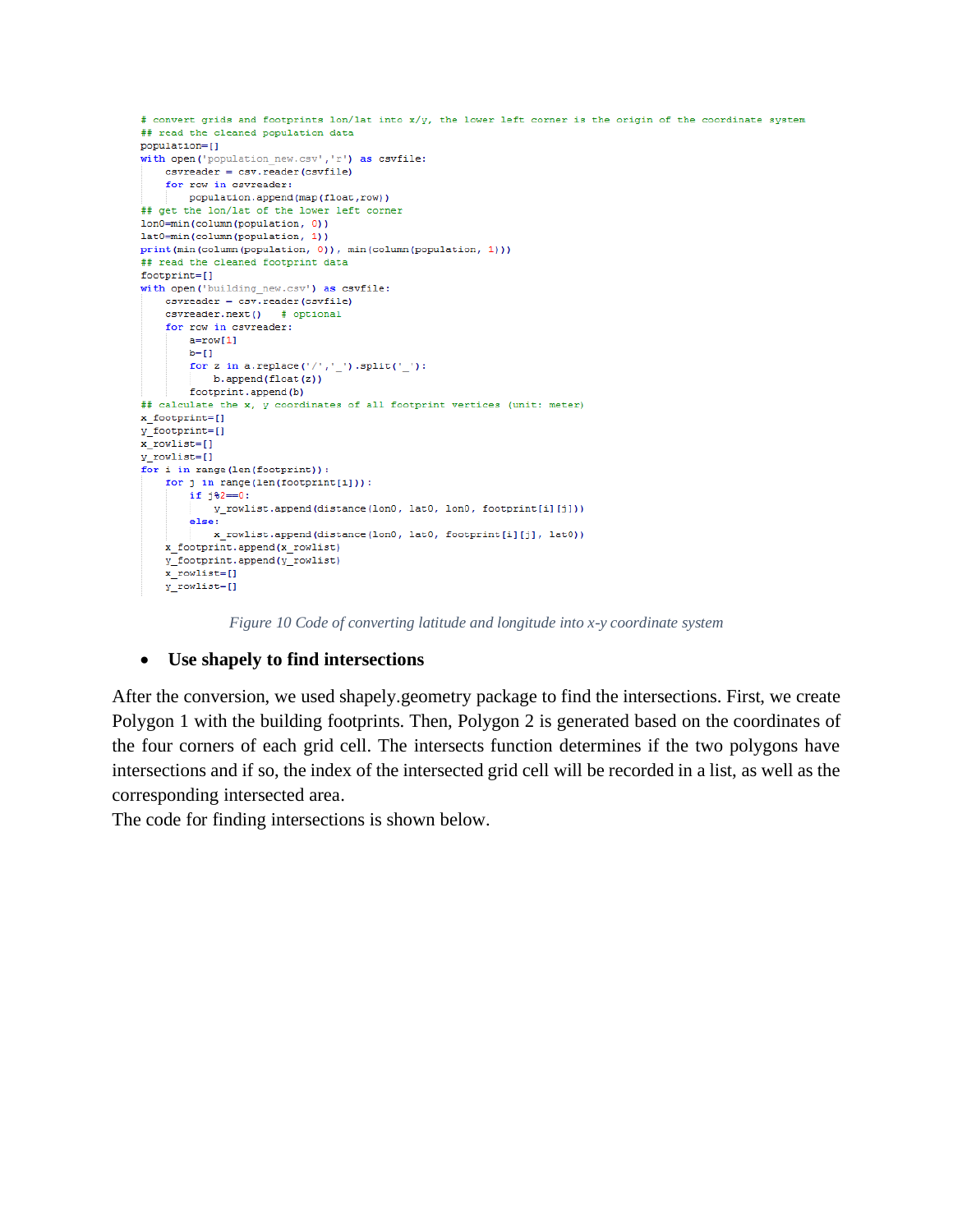```python
# convert grids and footprints lon/lat into x/y, the lower left corner is the origin of the coordinate system
## read the cleaned population data
population=[]
with open('population_new.csv','r') as csvfile:
    csvreader = csv.reader(csvfile)
    for row in csvreader:
        population.append(map(float,row))
## get the lon/lat of the lower left corner
lon0=min(column(population, 0))
lat0=min(column(population, 1))
print(min(column(population, 0)), min(column(population, 1)))
## read the cleaned footprint data
footprint=[]
with open('building_new.csv') as csvfile:
    csvreader = csv.reader(csvfile)
    csvreader.next()   # optional
    for row in csvreader:
        a=row[1]
        b=[]
        for z in a.replace('/','_').split('_'):
            b.append(float(z))
        footprint.append(b)
## calculate the x, y coordinates of all footprint vertices (unit: meter)
x_footprint=[]
y_footprint=[]
x_rowlist=[]
y_rowlist=[]
for i in range(len(footprint)):
    for j in range(len(footprint[i])):
        if j%2==0:
            y_rowlist.append(distance(lon0, lat0, lon0, footprint[i][j]))
        else:
            x_rowlist.append(distance(lon0, lat0, footprint[i][j], lat0))
    x_footprint.append(x_rowlist)
    y_footprint.append(y_rowlist)
    x_rowlist=[]
    y_rowlist=[]
```

*Figure 10 Code of converting latitude and longitude into x-y coordinate system*

- **Use shapely to find intersections**

After the conversion, we used shapely.geometry package to find the intersections. First, we create Polygon 1 with the building footprints. Then, Polygon 2 is generated based on the coordinates of the four corners of each grid cell. The intersects function determines if the two polygons have intersections and if so, the index of the intersected grid cell will be recorded in a list, as well as the corresponding intersected area.

The code for finding intersections is shown below.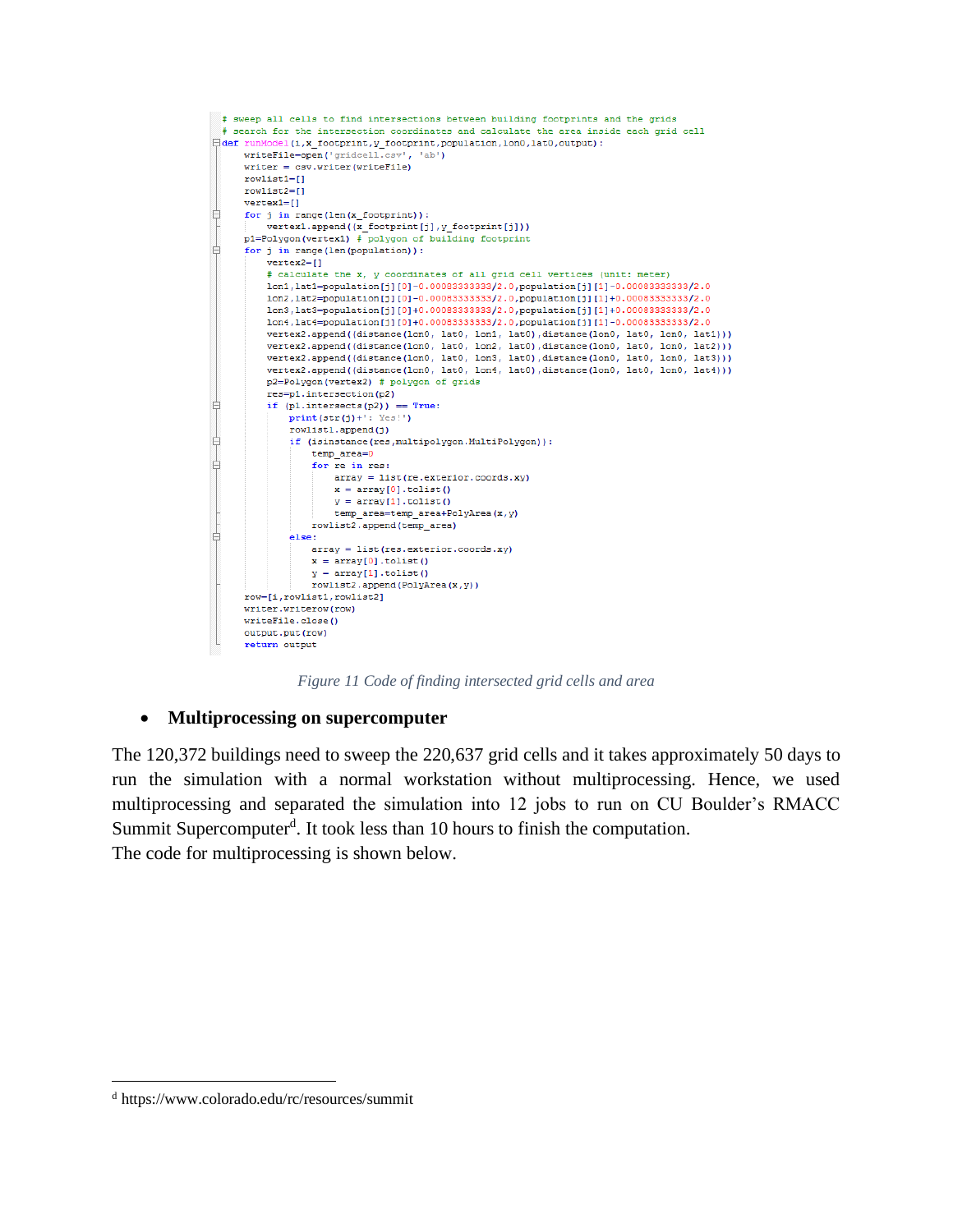```python
# sweep all cells to find intersections between building footprints and the grids
# search for the intersection coordinates and calculate the area inside each grid cell
def runModel(i,x_footprint,y_footprint,population,lon0,lat0,output):
    writeFile=open('gridcell.csv', 'ab')
    writer = csv.writer(writeFile)
    rowlist1=[]
    rowlist2=[]
    vertex1=[]
    for j in range(len(x_footprint)):
        vertex1.append((x_footprint[j],y_footprint[j]))
    p1=Polygon(vertex1) # polygon of building footprint
    for j in range(len(population)):
        vertex2=[]
        # calculate the x, y coordinates of all grid cell vertices (unit: meter)
        lon1,lat1=population[j][0]-0.00083333333/2.0,population[j][1]-0.00083333333/2.0
        lon2,lat2=population[j][0]-0.00083333333/2.0,population[j][1]+0.00083333333/2.0
        lon3,lat3=population[j][0]+0.00083333333/2.0,population[j][1]+0.00083333333/2.0
        lon4,lat4=population[j][0]+0.00083333333/2.0,population[j][1]-0.00083333333/2.0
        vertex2.append((distance(lon0, lat0, lon1, lat0),distance(lon0, lat0, lon0, lat1)))
        vertex2.append((distance(lon0, lat0, lon2, lat0),distance(lon0, lat0, lon0, lat2)))
        vertex2.append((distance(lon0, lat0, lon3, lat0),distance(lon0, lat0, lon0, lat3)))
        vertex2.append((distance(lon0, lat0, lon4, lat0),distance(lon0, lat0, lon0, lat4)))
        p2=Polygon(vertex2) # polygon of grids
        res=p1.intersection(p2)
        if (p1.intersects(p2)) == True:
            print(str(j)+': Yes!')
            rowlist1.append(j)
            if (isinstance(res,multipolygon.MultiPolygon)):
                temp_area=0
                for re in res:
                    array = list(re.exterior.coords.xy)
                    x = array[0].tolist()
                    y = array[1].tolist()
                    temp_area=temp_area+PolyArea(x,y)
                rowlist2.append(temp_area)
            else:
                array = list(res.exterior.coords.xy)
                x = array[0].tolist()
                y = array[1].tolist()
                rowlist2.append(PolyArea(x,y))
    row=[i,rowlist1,rowlist2]
    writer.writerow(row)
    writeFile.close()
    output.put(row)
    return output
```

*Figure 11 Code of finding intersected grid cells and area*

- **Multiprocessing on supercomputer**

The 120,372 buildings need to sweep the 220,637 grid cells and it takes approximately 50 days to run the simulation with a normal workstation without multiprocessing. Hence, we used multiprocessing and separated the simulation into 12 jobs to run on CU Boulder's RMACC Summit Supercomputer[d]. It took less than 10 hours to finish the computation.
The code for multiprocessing is shown below.

[d] https://www.colorado.edu/rc/resources/summit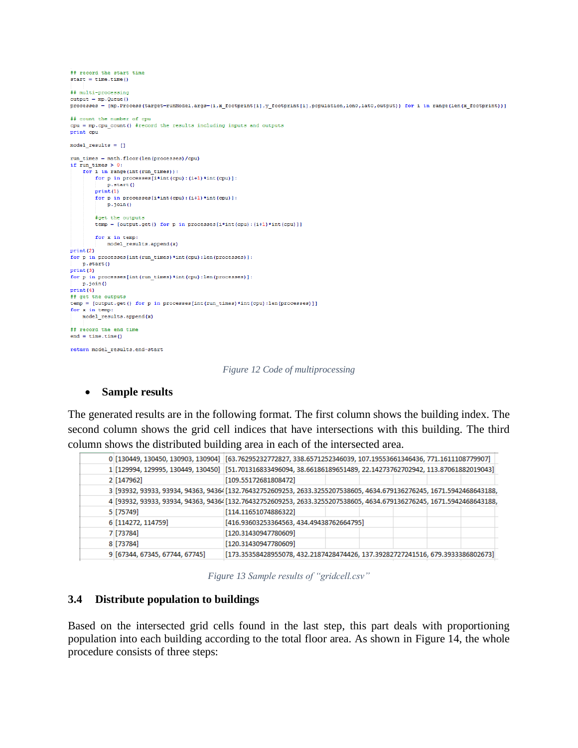```python
## record the start time
start = time.time()

## multi-processing
output = mp.Queue()
processes = [mp.Process(target=runModel,args=(i,x_footprint[i],y_footprint[i],population,lon0,lat0,output)) for i in range(len(x_footprint))]

## count the number of cpu
cpu = mp.cpu_count() #record the results including inputs and outputs
print cpu

model_results = []

run_times = math.floor(len(processes)/cpu)
if run_times > 0:
    for i in range(int(run_times)):
        for p in processes[i*int(cpu):(i+1)*int(cpu)]:
            p.start()
        print(1)
        for p in processes[i*int(cpu):(i+1)*int(cpu)]:
            p.join()

        #get the outputs
        temp = [output.get() for p in processes[i*int(cpu):(i+1)*int(cpu)]]

        for x in temp:
            model_results.append(x)
print(2)
for p in processes[int(run_times)*int(cpu):len(processes)]:
    p.start()
print(3)
for p in processes[int(run_times)*int(cpu):len(processes)]:
    p.join()
print(4)
## get the outputs
temp = [output.get() for p in processes[int(run_times)*int(cpu):len(processes)]]
for x in temp:
    model_results.append(x)

## record the end time
end = time.time()

return model_results,end-start
```

*Figure 12 Code of multiprocessing*

- **Sample results**

The generated results are in the following format. The first column shows the building index. The second column shows the grid cell indices that have intersections with this building. The third column shows the distributed building area in each of the intersected area.

| | | |
|---|---|---|
| 0 | [130449, 130450, 130903, 130904] | [63.76295232772827, 338.6571252346039, 107.19553661346436, 771.1611108779907] |
| 1 | [129994, 129995, 130449, 130450] | [51.701316833496094, 38.66186189651489, 22.14273762702942, 113.87061882019043] |
| 2 | [147962] | [109.55172681808472] |
| 3 | [93932, 93933, 93934, 94363, 9436 | [132.76432752609253, 2633.3255207538605, 4634.679136276245, 1671.5942468643188, |
| 4 | [93932, 93933, 93934, 94363, 9436 | [132.76432752609253, 2633.3255207538605, 4634.679136276245, 1671.5942468643188, |
| 5 | [75749] | [114.11651074886322] |
| 6 | [114272, 114759] | [416.93603253364563, 434.49438762664795] |
| 7 | [73784] | [120.31430947780609] |
| 8 | [73784] | [120.31430947780609] |
| 9 | [67344, 67345, 67744, 67745] | [173.35358428955078, 432.2187428474426, 137.39282727241516, 679.3933386802673] |

*Figure 13 Sample results of "gridcell.csv"*

## 3.4 Distribute population to buildings

Based on the intersected grid cells found in the last step, this part deals with proportioning population into each building according to the total floor area. As shown in Figure 14, the whole procedure consists of three steps: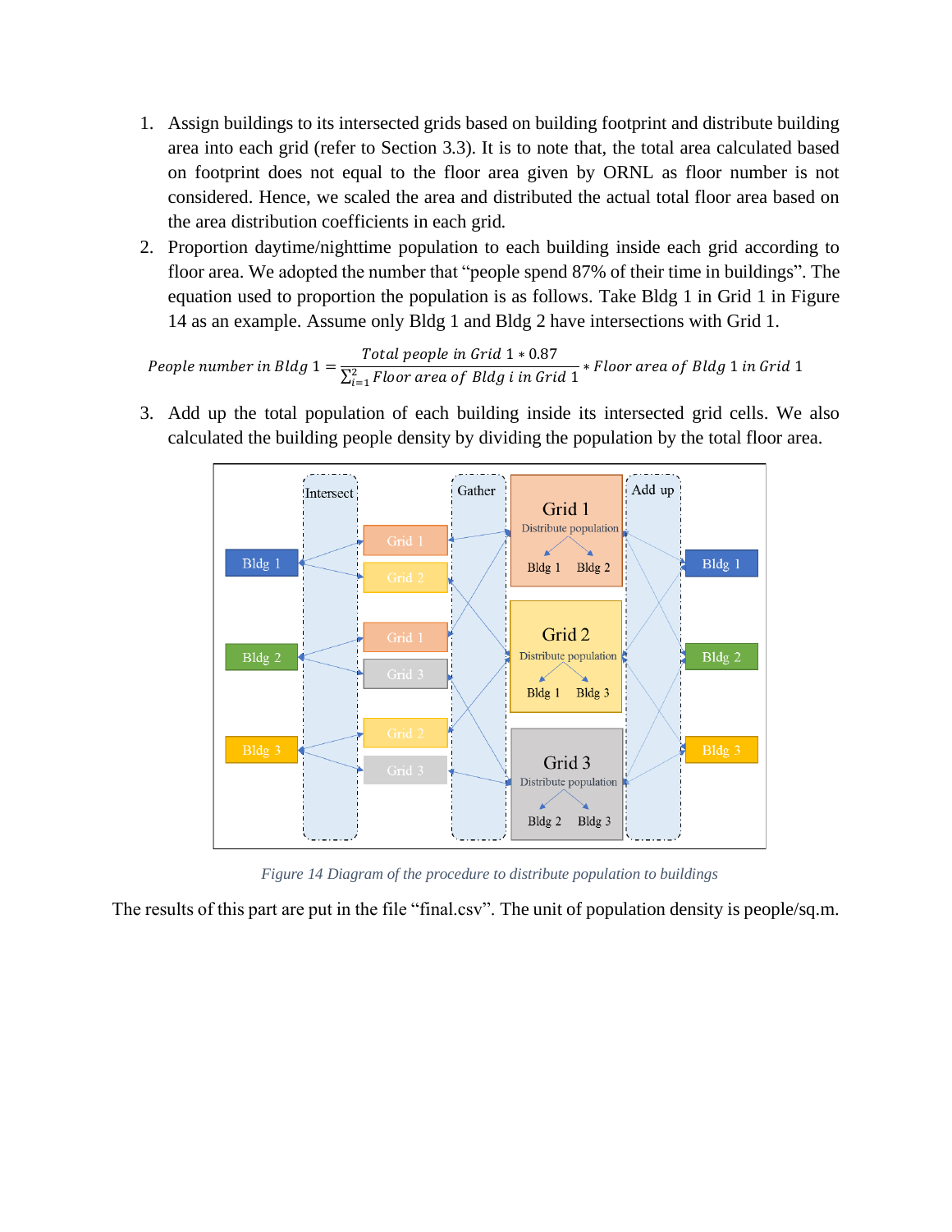1. Assign buildings to its intersected grids based on building footprint and distribute building area into each grid (refer to Section 3.3). It is to note that, the total area calculated based on footprint does not equal to the floor area given by ORNL as floor number is not considered. Hence, we scaled the area and distributed the actual total floor area based on the area distribution coefficients in each grid.
2. Proportion daytime/nighttime population to each building inside each grid according to floor area. We adopted the number that "people spend 87% of their time in buildings". The equation used to proportion the population is as follows. Take Bldg 1 in Grid 1 in Figure 14 as an example. Assume only Bldg 1 and Bldg 2 have intersections with Grid 1.

$$People\ number\ in\ Bldg\ 1 = \frac{Total\ people\ in\ Grid\ 1 * 0.87}{\sum_{i=1}^{2} Floor\ area\ of\ Bldg\ i\ in\ Grid\ 1} * Floor\ area\ of\ Bldg\ 1\ in\ Grid\ 1$$

3. Add up the total population of each building inside its intersected grid cells. We also calculated the building people density by dividing the population by the total floor area.

*Figure 14 Diagram of the procedure to distribute population to buildings*

The results of this part are put in the file "final.csv". The unit of population density is people/sq.m.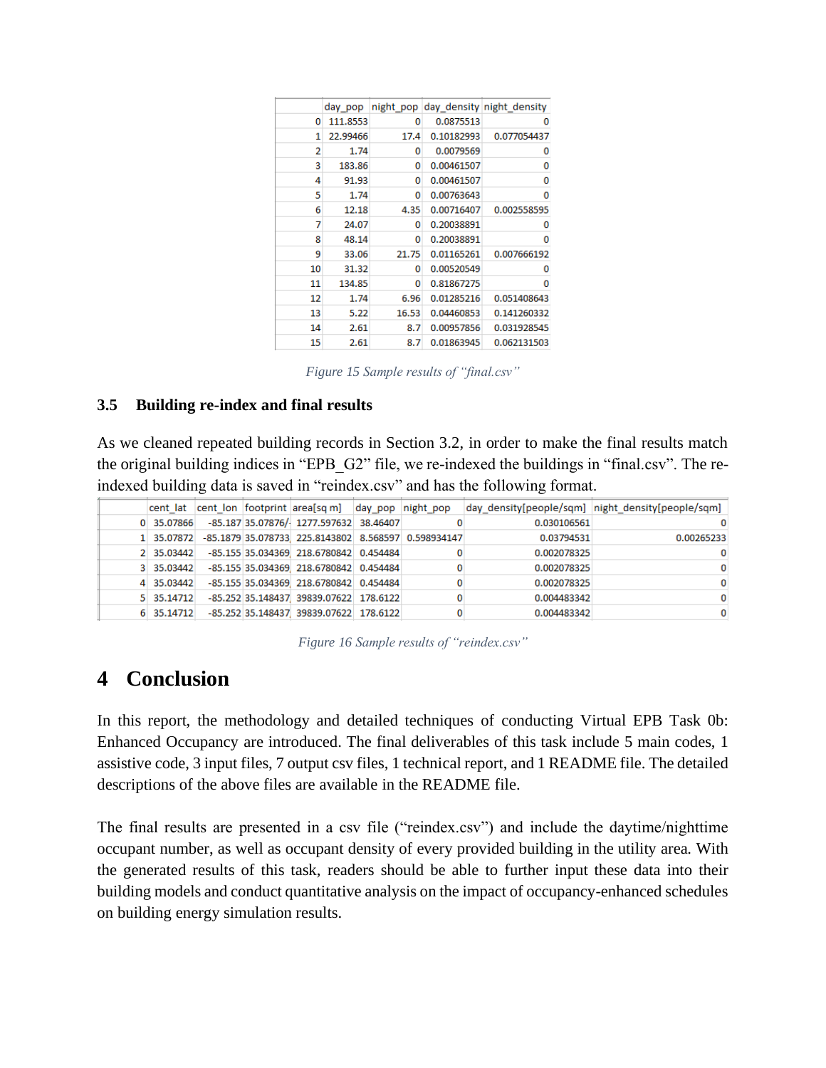|  | day_pop | night_pop | day_density | night_density |
|---|---|---|---|---|
| 0 | 111.8553 | 0 | 0.0875513 | 0 |
| 1 | 22.99466 | 17.4 | 0.10182993 | 0.077054437 |
| 2 | 1.74 | 0 | 0.0079569 | 0 |
| 3 | 183.86 | 0 | 0.00461507 | 0 |
| 4 | 91.93 | 0 | 0.00461507 | 0 |
| 5 | 1.74 | 0 | 0.00763643 | 0 |
| 6 | 12.18 | 4.35 | 0.00716407 | 0.002558595 |
| 7 | 24.07 | 0 | 0.20038891 | 0 |
| 8 | 48.14 | 0 | 0.20038891 | 0 |
| 9 | 33.06 | 21.75 | 0.01165261 | 0.007666192 |
| 10 | 31.32 | 0 | 0.00520549 | 0 |
| 11 | 134.85 | 0 | 0.81867275 | 0 |
| 12 | 1.74 | 6.96 | 0.01285216 | 0.051408643 |
| 13 | 5.22 | 16.53 | 0.04460853 | 0.141260332 |
| 14 | 2.61 | 8.7 | 0.00957856 | 0.031928545 |
| 15 | 2.61 | 8.7 | 0.01863945 | 0.062131503 |

*Figure 15 Sample results of "final.csv"*

### 3.5 Building re-index and final results

As we cleaned repeated building records in Section 3.2, in order to make the final results match the original building indices in "EPB_G2" file, we re-indexed the buildings in "final.csv". The re-indexed building data is saved in "reindex.csv" and has the following format.

|  | cent_lat | cent_lon | footprint | area[sq m] | day_pop | night_pop | day_density[people/sqm] | night_density[people/sqm] |
|---|---|---|---|---|---|---|---|---|
| 0 | 35.07866 | -85.187 | 35.07876/- | 1277.597632 | 38.46407 | 0 | 0.030106561 | 0 |
| 1 | 35.07872 | -85.1879 | 35.078733 | 225.8143802 | 8.568597 | 0.598934147 | 0.03794531 | 0.00265233 |
| 2 | 35.03442 | -85.155 | 35.034369 | 218.6780842 | 0.454484 | 0 | 0.002078325 | 0 |
| 3 | 35.03442 | -85.155 | 35.034369 | 218.6780842 | 0.454484 | 0 | 0.002078325 | 0 |
| 4 | 35.03442 | -85.155 | 35.034369 | 218.6780842 | 0.454484 | 0 | 0.002078325 | 0 |
| 5 | 35.14712 | -85.252 | 35.148437 | 39839.07622 | 178.6122 | 0 | 0.004483342 | 0 |
| 6 | 35.14712 | -85.252 | 35.148437 | 39839.07622 | 178.6122 | 0 | 0.004483342 | 0 |

*Figure 16 Sample results of "reindex.csv"*

# 4 Conclusion

In this report, the methodology and detailed techniques of conducting Virtual EPB Task 0b: Enhanced Occupancy are introduced. The final deliverables of this task include 5 main codes, 1 assistive code, 3 input files, 7 output csv files, 1 technical report, and 1 README file. The detailed descriptions of the above files are available in the README file.

The final results are presented in a csv file ("reindex.csv") and include the daytime/nighttime occupant number, as well as occupant density of every provided building in the utility area. With the generated results of this task, readers should be able to further input these data into their building models and conduct quantitative analysis on the impact of occupancy-enhanced schedules on building energy simulation results.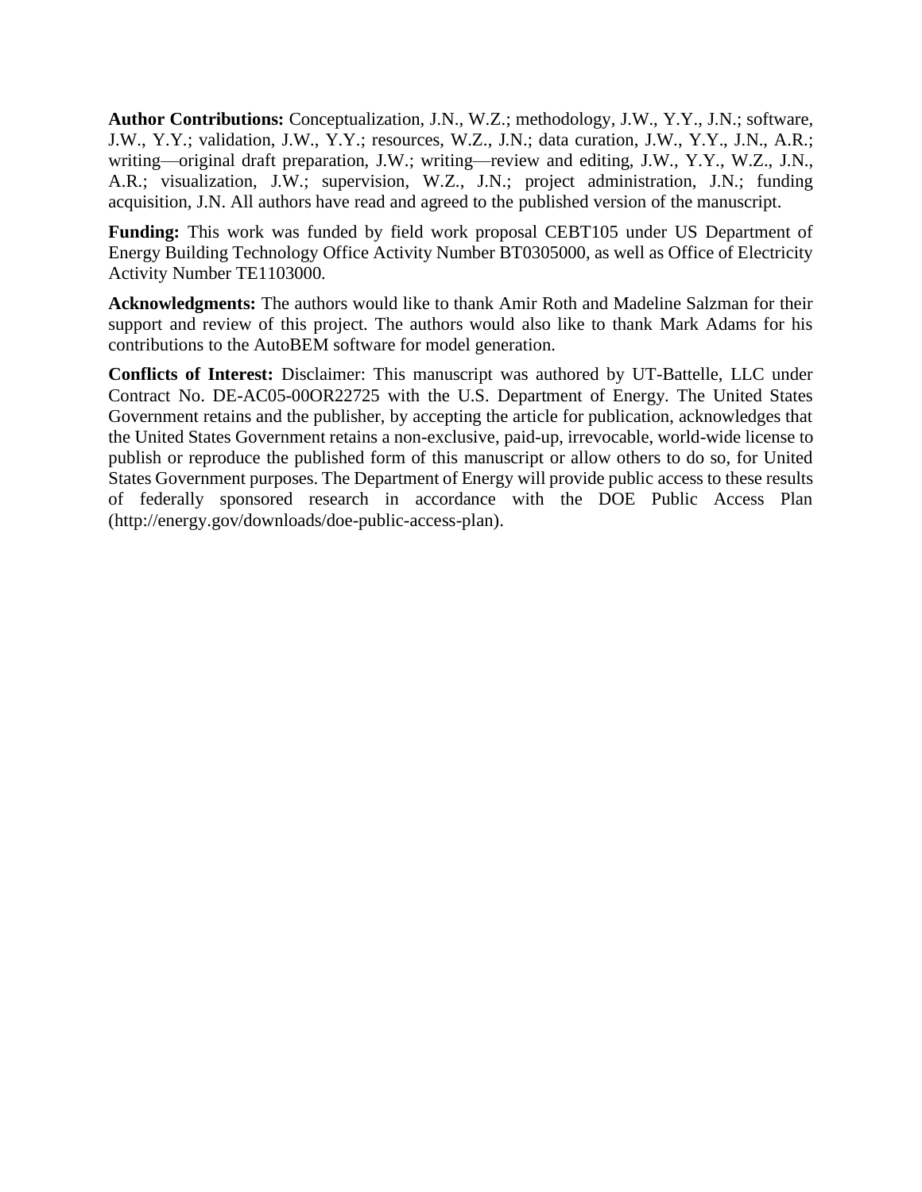**Author Contributions:** Conceptualization, J.N., W.Z.; methodology, J.W., Y.Y., J.N.; software, J.W., Y.Y.; validation, J.W., Y.Y.; resources, W.Z., J.N.; data curation, J.W., Y.Y., J.N., A.R.; writing—original draft preparation, J.W.; writing—review and editing, J.W., Y.Y., W.Z., J.N., A.R.; visualization, J.W.; supervision, W.Z., J.N.; project administration, J.N.; funding acquisition, J.N. All authors have read and agreed to the published version of the manuscript.

**Funding:** This work was funded by field work proposal CEBT105 under US Department of Energy Building Technology Office Activity Number BT0305000, as well as Office of Electricity Activity Number TE1103000.

**Acknowledgments:** The authors would like to thank Amir Roth and Madeline Salzman for their support and review of this project. The authors would also like to thank Mark Adams for his contributions to the AutoBEM software for model generation.

**Conflicts of Interest:** Disclaimer: This manuscript was authored by UT-Battelle, LLC under Contract No. DE-AC05-00OR22725 with the U.S. Department of Energy. The United States Government retains and the publisher, by accepting the article for publication, acknowledges that the United States Government retains a non-exclusive, paid-up, irrevocable, world-wide license to publish or reproduce the published form of this manuscript or allow others to do so, for United States Government purposes. The Department of Energy will provide public access to these results of federally sponsored research in accordance with the DOE Public Access Plan (http://energy.gov/downloads/doe-public-access-plan).